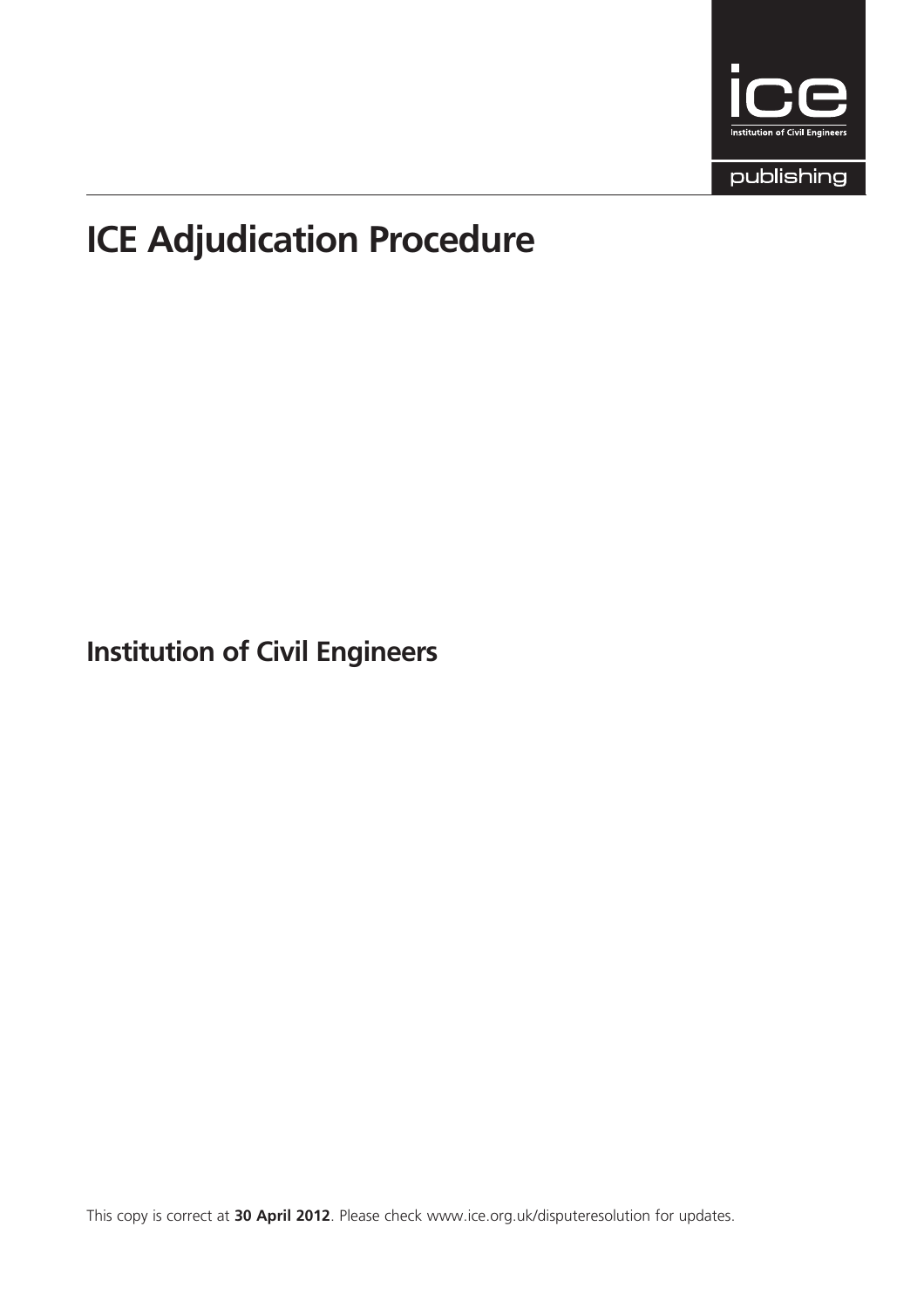ice

Institution of Civil Engineers

publishing

# ICE Adjudication Procedure

## Institution of Civil Engineers

This copy is correct at **30 April 2012**. Please check www.ice.org.uk/disputeresolution for updates.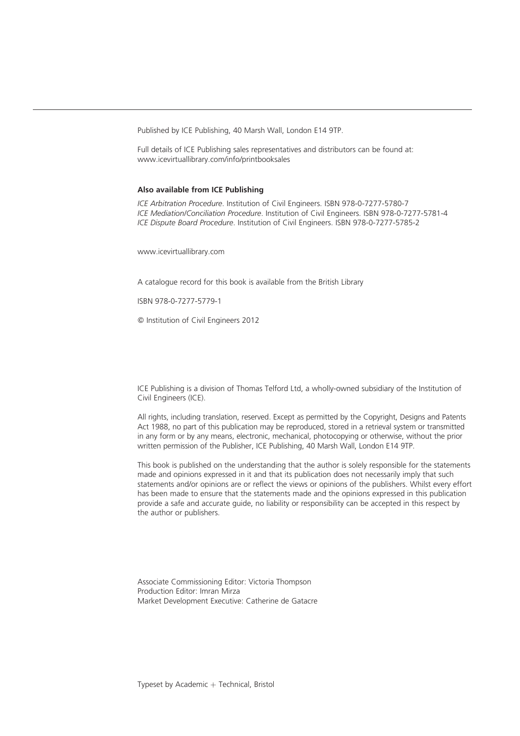Published by ICE Publishing, 40 Marsh Wall, London E14 9TP.

Full details of ICE Publishing sales representatives and distributors can be found at: www.icevirtuallibrary.com/info/printbooksales

**Also available from ICE Publishing**

*ICE Arbitration Procedure*. Institution of Civil Engineers. ISBN 978-0-7277-5780-7
*ICE Mediation/Conciliation Procedure*. Institution of Civil Engineers. ISBN 978-0-7277-5781-4
*ICE Dispute Board Procedure*. Institution of Civil Engineers. ISBN 978-0-7277-5785-2

www.icevirtuallibrary.com

A catalogue record for this book is available from the British Library

ISBN 978-0-7277-5779-1

© Institution of Civil Engineers 2012

ICE Publishing is a division of Thomas Telford Ltd, a wholly-owned subsidiary of the Institution of Civil Engineers (ICE).

All rights, including translation, reserved. Except as permitted by the Copyright, Designs and Patents Act 1988, no part of this publication may be reproduced, stored in a retrieval system or transmitted in any form or by any means, electronic, mechanical, photocopying or otherwise, without the prior written permission of the Publisher, ICE Publishing, 40 Marsh Wall, London E14 9TP.

This book is published on the understanding that the author is solely responsible for the statements made and opinions expressed in it and that its publication does not necessarily imply that such statements and/or opinions are or reflect the views or opinions of the publishers. Whilst every effort has been made to ensure that the statements made and the opinions expressed in this publication provide a safe and accurate guide, no liability or responsibility can be accepted in this respect by the author or publishers.

Associate Commissioning Editor: Victoria Thompson
Production Editor: Imran Mirza
Market Development Executive: Catherine de Gatacre

Typeset by Academic + Technical, Bristol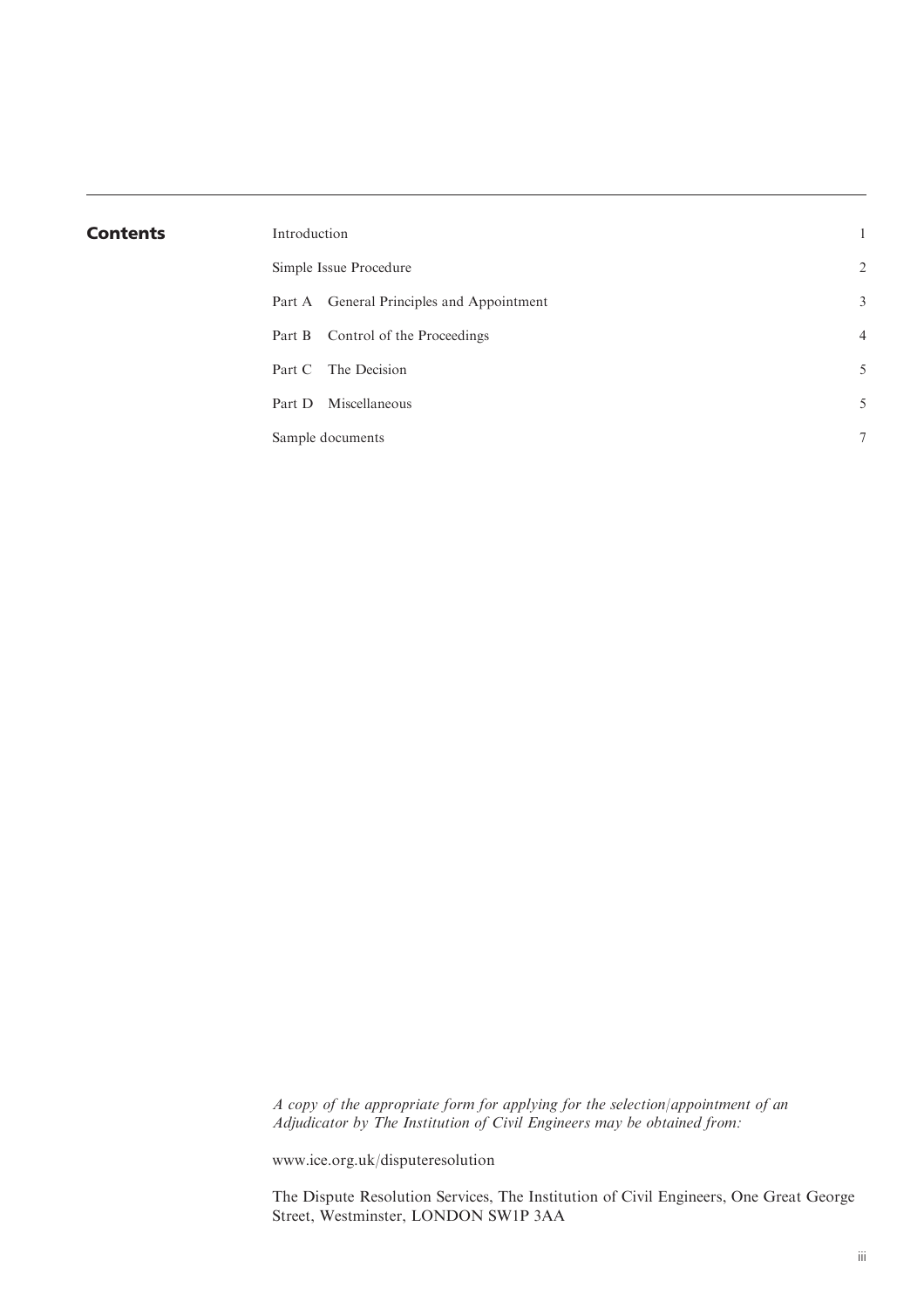## Contents

| | |
|---|---|
| Introduction | 1 |
| Simple Issue Procedure | 2 |
| Part A General Principles and Appointment | 3 |
| Part B Control of the Proceedings | 4 |
| Part C The Decision | 5 |
| Part D Miscellaneous | 5 |
| Sample documents | 7 |

*A copy of the appropriate form for applying for the selection/appointment of an Adjudicator by The Institution of Civil Engineers may be obtained from:*

www.ice.org.uk/disputeresolution

The Dispute Resolution Services, The Institution of Civil Engineers, One Great George Street, Westminster, LONDON SW1P 3AA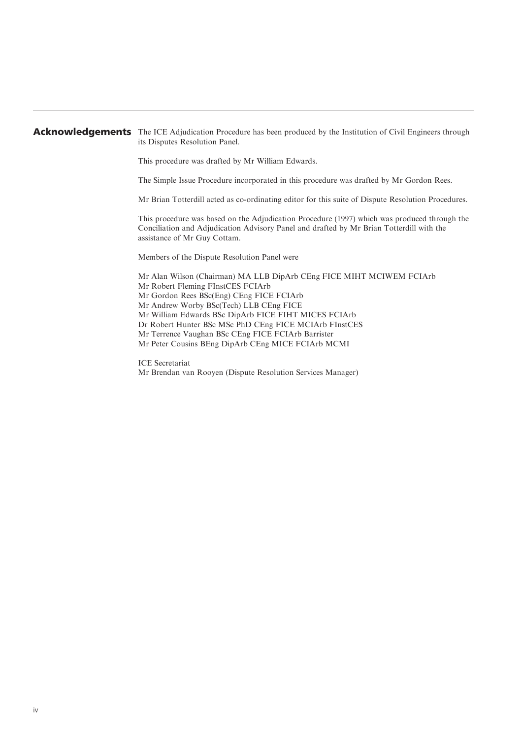## Acknowledgements

The ICE Adjudication Procedure has been produced by the Institution of Civil Engineers through its Disputes Resolution Panel.

This procedure was drafted by Mr William Edwards.

The Simple Issue Procedure incorporated in this procedure was drafted by Mr Gordon Rees.

Mr Brian Totterdill acted as co-ordinating editor for this suite of Dispute Resolution Procedures.

This procedure was based on the Adjudication Procedure (1997) which was produced through the Conciliation and Adjudication Advisory Panel and drafted by Mr Brian Totterdill with the assistance of Mr Guy Cottam.

Members of the Dispute Resolution Panel were

Mr Alan Wilson (Chairman) MA LLB DipArb CEng FICE MIHT MCIWEM FCIArb  
Mr Robert Fleming FInstCES FCIArb  
Mr Gordon Rees BSc(Eng) CEng FICE FCIArb  
Mr Andrew Worby BSc(Tech) LLB CEng FICE  
Mr William Edwards BSc DipArb FICE FIHT MICES FCIArb  
Dr Robert Hunter BSc MSc PhD CEng FICE MCIArb FInstCES  
Mr Terrence Vaughan BSc CEng FICE FCIArb Barrister  
Mr Peter Cousins BEng DipArb CEng MICE FCIArb MCMI

ICE Secretariat  
Mr Brendan van Rooyen (Dispute Resolution Services Manager)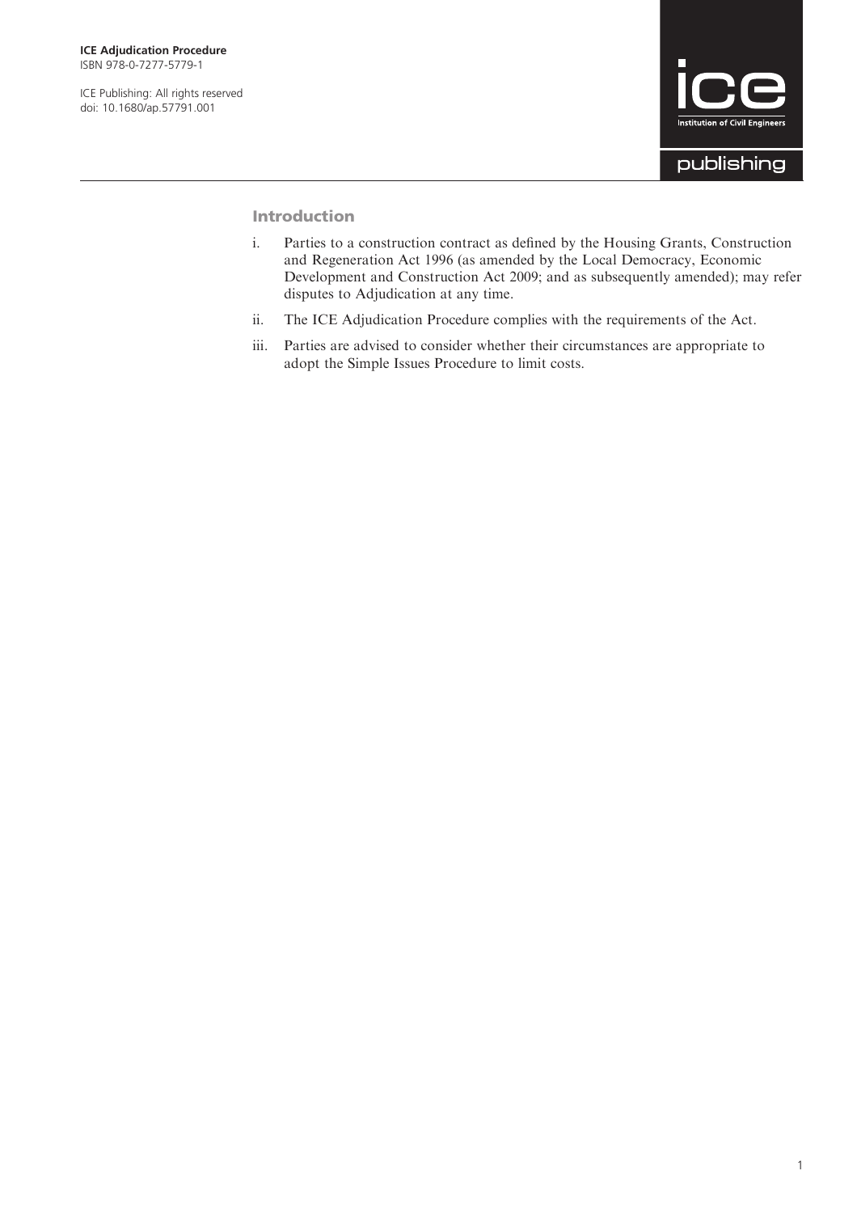## Introduction

i. Parties to a construction contract as defined by the Housing Grants, Construction and Regeneration Act 1996 (as amended by the Local Democracy, Economic Development and Construction Act 2009; and as subsequently amended); may refer disputes to Adjudication at any time.

ii. The ICE Adjudication Procedure complies with the requirements of the Act.

iii. Parties are advised to consider whether their circumstances are appropriate to adopt the Simple Issues Procedure to limit costs.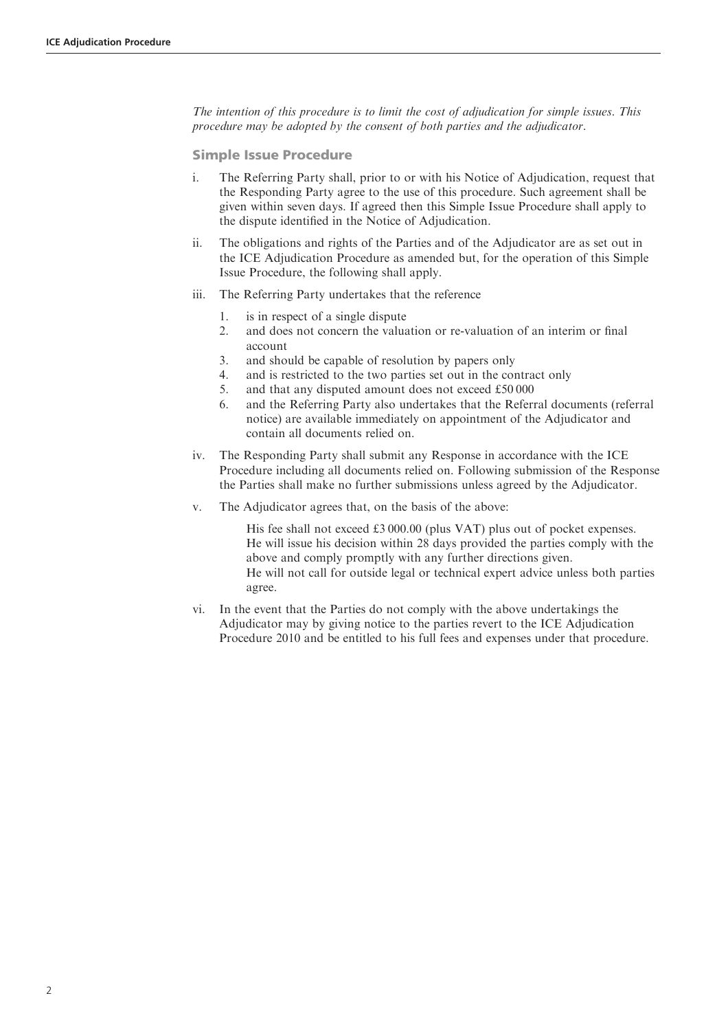*The intention of this procedure is to limit the cost of adjudication for simple issues. This procedure may be adopted by the consent of both parties and the adjudicator.*

## Simple Issue Procedure

i. The Referring Party shall, prior to or with his Notice of Adjudication, request that the Responding Party agree to the use of this procedure. Such agreement shall be given within seven days. If agreed then this Simple Issue Procedure shall apply to the dispute identified in the Notice of Adjudication.

ii. The obligations and rights of the Parties and of the Adjudicator are as set out in the ICE Adjudication Procedure as amended but, for the operation of this Simple Issue Procedure, the following shall apply.

iii. The Referring Party undertakes that the reference

   1. is in respect of a single dispute
   2. and does not concern the valuation or re-valuation of an interim or final account
   3. and should be capable of resolution by papers only
   4. and is restricted to the two parties set out in the contract only
   5. and that any disputed amount does not exceed £50 000
   6. and the Referring Party also undertakes that the Referral documents (referral notice) are available immediately on appointment of the Adjudicator and contain all documents relied on.

iv. The Responding Party shall submit any Response in accordance with the ICE Procedure including all documents relied on. Following submission of the Response the Parties shall make no further submissions unless agreed by the Adjudicator.

v. The Adjudicator agrees that, on the basis of the above:

   His fee shall not exceed £3 000.00 (plus VAT) plus out of pocket expenses.
   He will issue his decision within 28 days provided the parties comply with the above and comply promptly with any further directions given.
   He will not call for outside legal or technical expert advice unless both parties agree.

vi. In the event that the Parties do not comply with the above undertakings the Adjudicator may by giving notice to the parties revert to the ICE Adjudication Procedure 2010 and be entitled to his full fees and expenses under that procedure.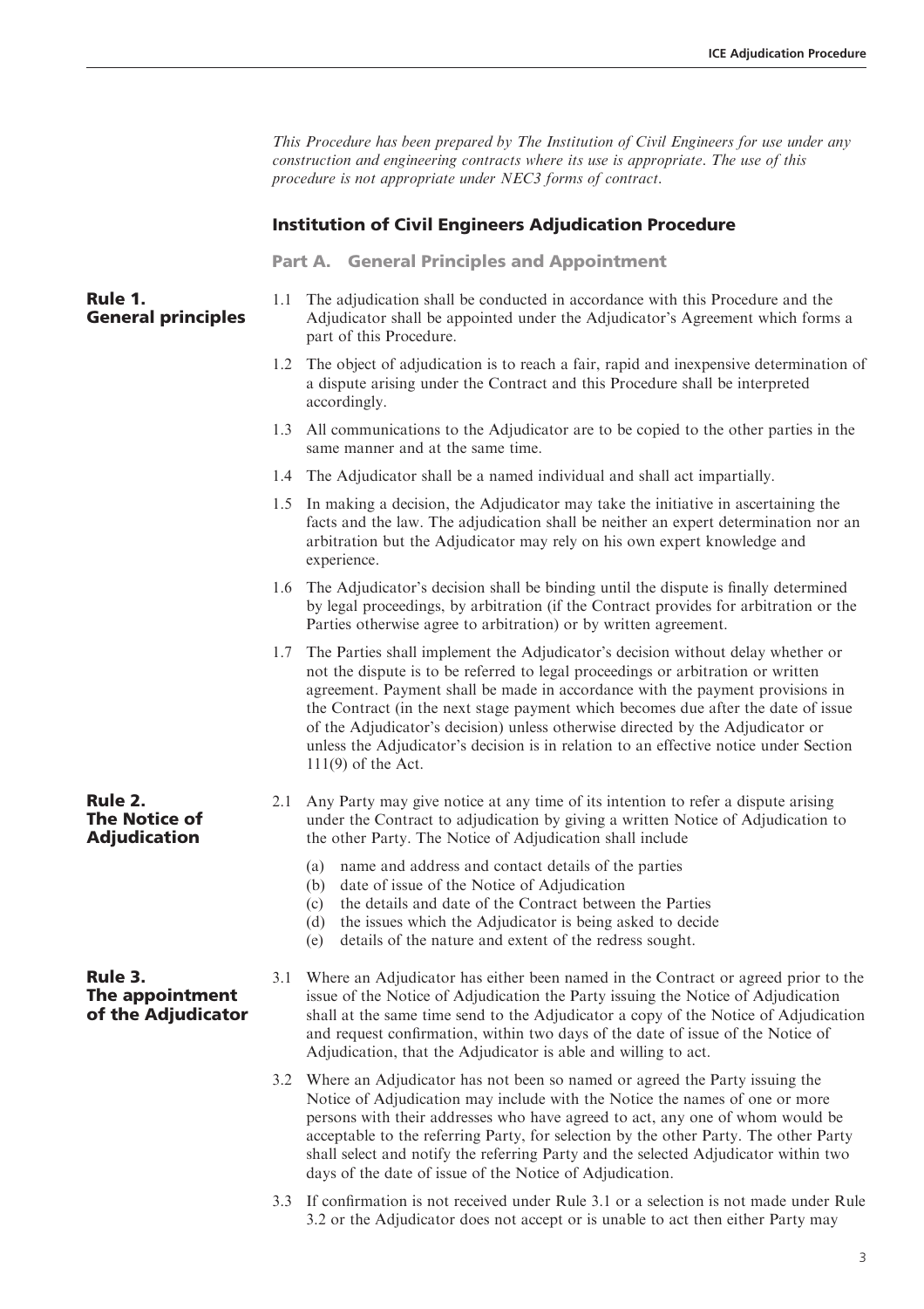*This Procedure has been prepared by The Institution of Civil Engineers for use under any construction and engineering contracts where its use is appropriate. The use of this procedure is not appropriate under NEC3 forms of contract.*

## Institution of Civil Engineers Adjudication Procedure

### Part A. General Principles and Appointment

#### Rule 1. General principles

1.1 The adjudication shall be conducted in accordance with this Procedure and the Adjudicator shall be appointed under the Adjudicator's Agreement which forms a part of this Procedure.

1.2 The object of adjudication is to reach a fair, rapid and inexpensive determination of a dispute arising under the Contract and this Procedure shall be interpreted accordingly.

1.3 All communications to the Adjudicator are to be copied to the other parties in the same manner and at the same time.

1.4 The Adjudicator shall be a named individual and shall act impartially.

1.5 In making a decision, the Adjudicator may take the initiative in ascertaining the facts and the law. The adjudication shall be neither an expert determination nor an arbitration but the Adjudicator may rely on his own expert knowledge and experience.

1.6 The Adjudicator's decision shall be binding until the dispute is finally determined by legal proceedings, by arbitration (if the Contract provides for arbitration or the Parties otherwise agree to arbitration) or by written agreement.

1.7 The Parties shall implement the Adjudicator's decision without delay whether or not the dispute is to be referred to legal proceedings or arbitration or written agreement. Payment shall be made in accordance with the payment provisions in the Contract (in the next stage payment which becomes due after the date of issue of the Adjudicator's decision) unless otherwise directed by the Adjudicator or unless the Adjudicator's decision is in relation to an effective notice under Section 111(9) of the Act.

#### Rule 2. The Notice of Adjudication

2.1 Any Party may give notice at any time of its intention to refer a dispute arising under the Contract to adjudication by giving a written Notice of Adjudication to the other Party. The Notice of Adjudication shall include

- (a) name and address and contact details of the parties
- (b) date of issue of the Notice of Adjudication
- (c) the details and date of the Contract between the Parties
- (d) the issues which the Adjudicator is being asked to decide
- (e) details of the nature and extent of the redress sought.

#### Rule 3. The appointment of the Adjudicator

3.1 Where an Adjudicator has either been named in the Contract or agreed prior to the issue of the Notice of Adjudication the Party issuing the Notice of Adjudication shall at the same time send to the Adjudicator a copy of the Notice of Adjudication and request confirmation, within two days of the date of issue of the Notice of Adjudication, that the Adjudicator is able and willing to act.

3.2 Where an Adjudicator has not been so named or agreed the Party issuing the Notice of Adjudication may include with the Notice the names of one or more persons with their addresses who have agreed to act, any one of whom would be acceptable to the referring Party, for selection by the other Party. The other Party shall select and notify the referring Party and the selected Adjudicator within two days of the date of issue of the Notice of Adjudication.

3.3 If confirmation is not received under Rule 3.1 or a selection is not made under Rule 3.2 or the Adjudicator does not accept or is unable to act then either Party may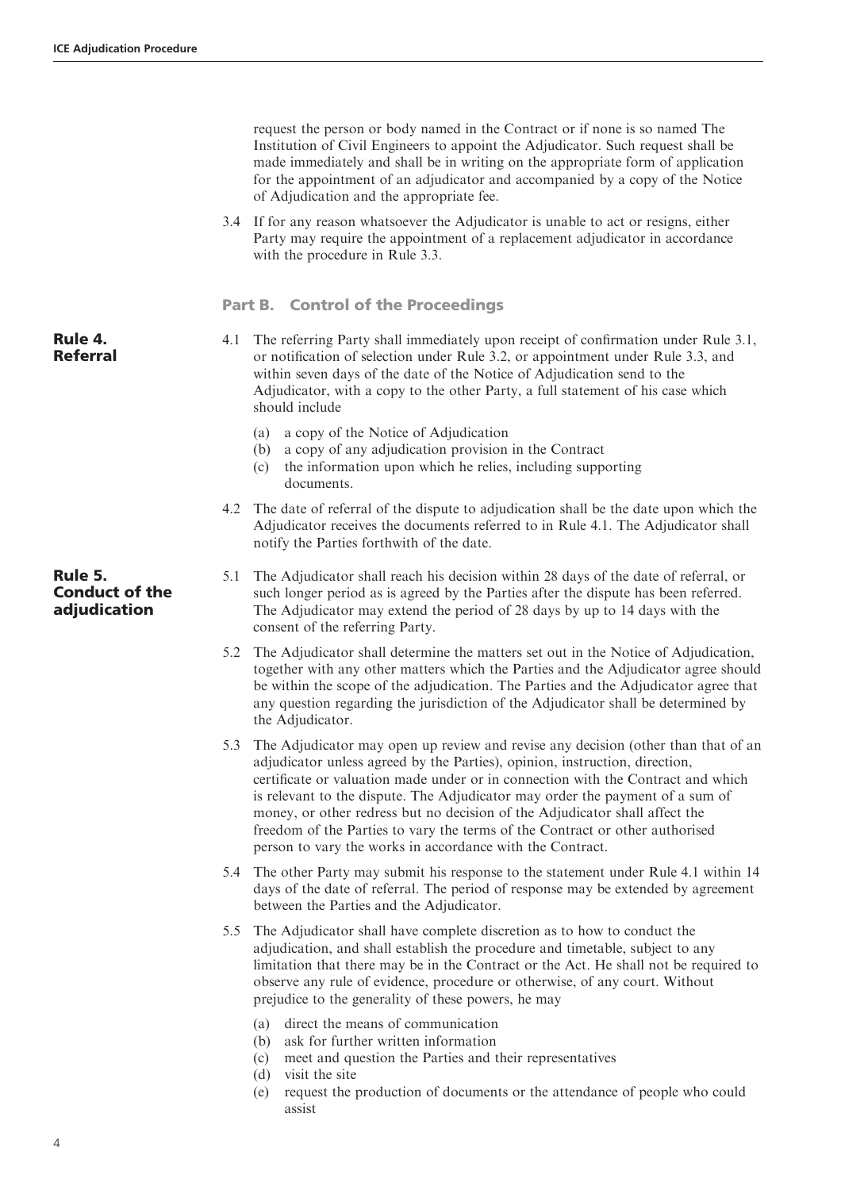request the person or body named in the Contract or if none is so named The Institution of Civil Engineers to appoint the Adjudicator. Such request shall be made immediately and shall be in writing on the appropriate form of application for the appointment of an adjudicator and accompanied by a copy of the Notice of Adjudication and the appropriate fee.

3.4 If for any reason whatsoever the Adjudicator is unable to act or resigns, either Party may require the appointment of a replacement adjudicator in accordance with the procedure in Rule 3.3.

## Part B. Control of the Proceedings

### Rule 4. Referral

4.1 The referring Party shall immediately upon receipt of confirmation under Rule 3.1, or notification of selection under Rule 3.2, or appointment under Rule 3.3, and within seven days of the date of the Notice of Adjudication send to the Adjudicator, with a copy to the other Party, a full statement of his case which should include

(a) a copy of the Notice of Adjudication
(b) a copy of any adjudication provision in the Contract
(c) the information upon which he relies, including supporting documents.

4.2 The date of referral of the dispute to adjudication shall be the date upon which the Adjudicator receives the documents referred to in Rule 4.1. The Adjudicator shall notify the Parties forthwith of the date.

### Rule 5. Conduct of the adjudication

5.1 The Adjudicator shall reach his decision within 28 days of the date of referral, or such longer period as is agreed by the Parties after the dispute has been referred. The Adjudicator may extend the period of 28 days by up to 14 days with the consent of the referring Party.

5.2 The Adjudicator shall determine the matters set out in the Notice of Adjudication, together with any other matters which the Parties and the Adjudicator agree should be within the scope of the adjudication. The Parties and the Adjudicator agree that any question regarding the jurisdiction of the Adjudicator shall be determined by the Adjudicator.

5.3 The Adjudicator may open up review and revise any decision (other than that of an adjudicator unless agreed by the Parties), opinion, instruction, direction, certificate or valuation made under or in connection with the Contract and which is relevant to the dispute. The Adjudicator may order the payment of a sum of money, or other redress but no decision of the Adjudicator shall affect the freedom of the Parties to vary the terms of the Contract or other authorised person to vary the works in accordance with the Contract.

5.4 The other Party may submit his response to the statement under Rule 4.1 within 14 days of the date of referral. The period of response may be extended by agreement between the Parties and the Adjudicator.

5.5 The Adjudicator shall have complete discretion as to how to conduct the adjudication, and shall establish the procedure and timetable, subject to any limitation that there may be in the Contract or the Act. He shall not be required to observe any rule of evidence, procedure or otherwise, of any court. Without prejudice to the generality of these powers, he may

(a) direct the means of communication
(b) ask for further written information
(c) meet and question the Parties and their representatives
(d) visit the site
(e) request the production of documents or the attendance of people who could assist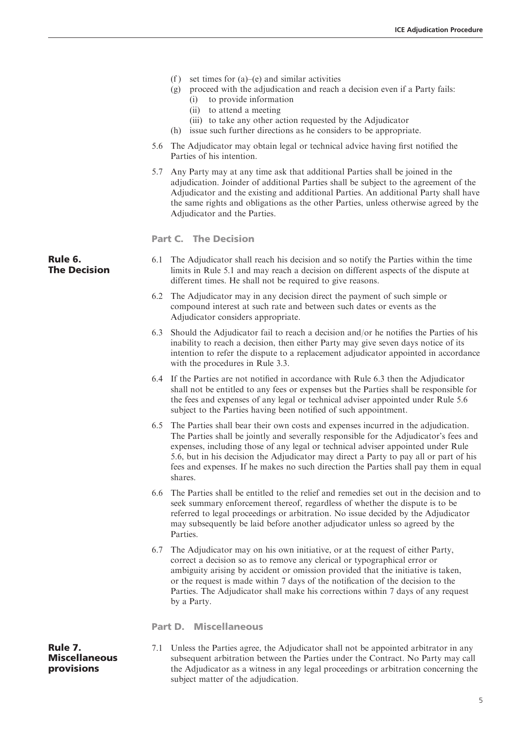(f) set times for (a)–(e) and similar activities

(g) proceed with the adjudication and reach a decision even if a Party fails:
   (i) to provide information
   (ii) to attend a meeting
   (iii) to take any other action requested by the Adjudicator

(h) issue such further directions as he considers to be appropriate.

5.6 The Adjudicator may obtain legal or technical advice having first notified the Parties of his intention.

5.7 Any Party may at any time ask that additional Parties shall be joined in the adjudication. Joinder of additional Parties shall be subject to the agreement of the Adjudicator and the existing and additional Parties. An additional Party shall have the same rights and obligations as the other Parties, unless otherwise agreed by the Adjudicator and the Parties.

## Part C. The Decision

### Rule 6. The Decision

6.1 The Adjudicator shall reach his decision and so notify the Parties within the time limits in Rule 5.1 and may reach a decision on different aspects of the dispute at different times. He shall not be required to give reasons.

6.2 The Adjudicator may in any decision direct the payment of such simple or compound interest at such rate and between such dates or events as the Adjudicator considers appropriate.

6.3 Should the Adjudicator fail to reach a decision and/or he notifies the Parties of his inability to reach a decision, then either Party may give seven days notice of its intention to refer the dispute to a replacement adjudicator appointed in accordance with the procedures in Rule 3.3.

6.4 If the Parties are not notified in accordance with Rule 6.3 then the Adjudicator shall not be entitled to any fees or expenses but the Parties shall be responsible for the fees and expenses of any legal or technical adviser appointed under Rule 5.6 subject to the Parties having been notified of such appointment.

6.5 The Parties shall bear their own costs and expenses incurred in the adjudication. The Parties shall be jointly and severally responsible for the Adjudicator's fees and expenses, including those of any legal or technical adviser appointed under Rule 5.6, but in his decision the Adjudicator may direct a Party to pay all or part of his fees and expenses. If he makes no such direction the Parties shall pay them in equal shares.

6.6 The Parties shall be entitled to the relief and remedies set out in the decision and to seek summary enforcement thereof, regardless of whether the dispute is to be referred to legal proceedings or arbitration. No issue decided by the Adjudicator may subsequently be laid before another adjudicator unless so agreed by the Parties.

6.7 The Adjudicator may on his own initiative, or at the request of either Party, correct a decision so as to remove any clerical or typographical error or ambiguity arising by accident or omission provided that the initiative is taken, or the request is made within 7 days of the notification of the decision to the Parties. The Adjudicator shall make his corrections within 7 days of any request by a Party.

## Part D. Miscellaneous

### Rule 7. Miscellaneous provisions

7.1 Unless the Parties agree, the Adjudicator shall not be appointed arbitrator in any subsequent arbitration between the Parties under the Contract. No Party may call the Adjudicator as a witness in any legal proceedings or arbitration concerning the subject matter of the adjudication.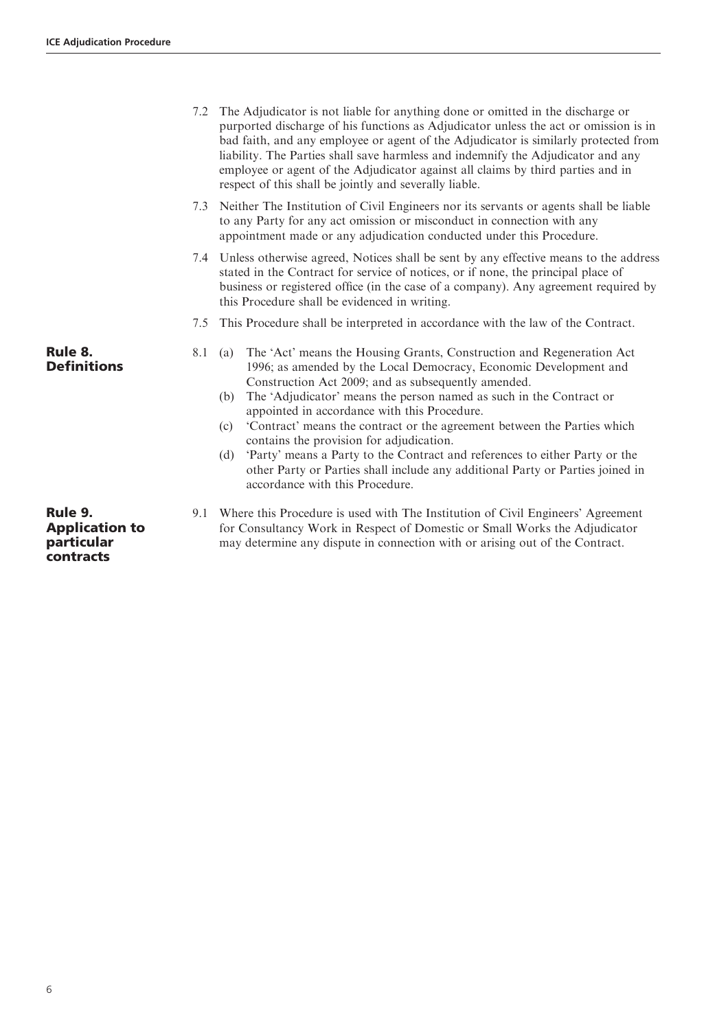7.2 The Adjudicator is not liable for anything done or omitted in the discharge or purported discharge of his functions as Adjudicator unless the act or omission is in bad faith, and any employee or agent of the Adjudicator is similarly protected from liability. The Parties shall save harmless and indemnify the Adjudicator and any employee or agent of the Adjudicator against all claims by third parties and in respect of this shall be jointly and severally liable.

7.3 Neither The Institution of Civil Engineers nor its servants or agents shall be liable to any Party for any act omission or misconduct in connection with any appointment made or any adjudication conducted under this Procedure.

7.4 Unless otherwise agreed, Notices shall be sent by any effective means to the address stated in the Contract for service of notices, or if none, the principal place of business or registered office (in the case of a company). Any agreement required by this Procedure shall be evidenced in writing.

7.5 This Procedure shall be interpreted in accordance with the law of the Contract.

## Rule 8. Definitions

8.1 (a) The 'Act' means the Housing Grants, Construction and Regeneration Act 1996; as amended by the Local Democracy, Economic Development and Construction Act 2009; and as subsequently amended.

(b) The 'Adjudicator' means the person named as such in the Contract or appointed in accordance with this Procedure.

(c) 'Contract' means the contract or the agreement between the Parties which contains the provision for adjudication.

(d) 'Party' means a Party to the Contract and references to either Party or the other Party or Parties shall include any additional Party or Parties joined in accordance with this Procedure.

## Rule 9. Application to particular contracts

9.1 Where this Procedure is used with The Institution of Civil Engineers' Agreement for Consultancy Work in Respect of Domestic or Small Works the Adjudicator may determine any dispute in connection with or arising out of the Contract.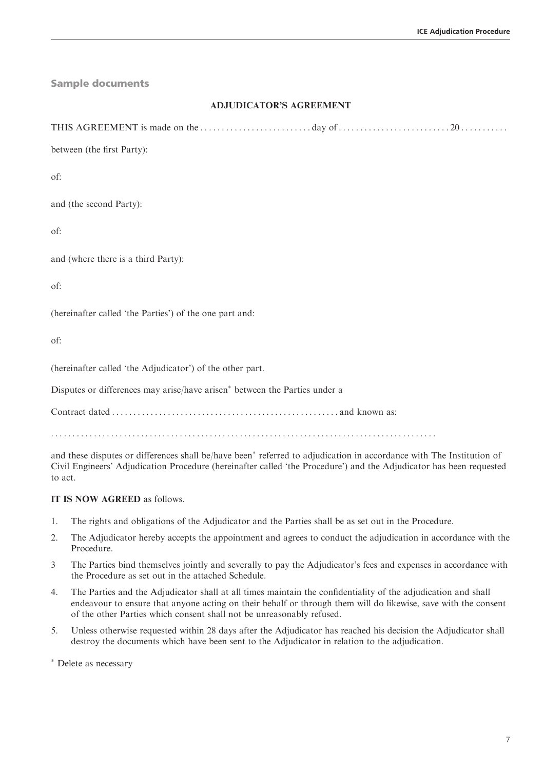## Sample documents

### ADJUDICATOR'S AGREEMENT

THIS AGREEMENT is made on the . . . . . . . . . . . . . . . . . . . . . . . . . . day of . . . . . . . . . . . . . . . . . . . . . . . . . . 20 . . . . . . . . . . .

between (the first Party):

of:

and (the second Party):

of:

and (where there is a third Party):

of:

(hereinafter called 'the Parties') of the one part and:

of:

(hereinafter called 'the Adjudicator') of the other part.

Disputes or differences may arise/have arisen* between the Parties under a

Contract dated . . . . . . . . . . . . . . . . . . . . . . . . . . . . . . . . . . . . . . . . . . . . . . . . . . . . and known as:

. . . . . . . . . . . . . . . . . . . . . . . . . . . . . . . . . . . . . . . . . . . . . . . . . . . . . . . . . . . . . . . . . . . . . . . . . . . . . . . . . . . . . . . . . .

and these disputes or differences shall be/have been* referred to adjudication in accordance with The Institution of Civil Engineers' Adjudication Procedure (hereinafter called 'the Procedure') and the Adjudicator has been requested to act.

**IT IS NOW AGREED** as follows.

1. The rights and obligations of the Adjudicator and the Parties shall be as set out in the Procedure.
2. The Adjudicator hereby accepts the appointment and agrees to conduct the adjudication in accordance with the Procedure.
3. The Parties bind themselves jointly and severally to pay the Adjudicator's fees and expenses in accordance with the Procedure as set out in the attached Schedule.
4. The Parties and the Adjudicator shall at all times maintain the confidentiality of the adjudication and shall endeavour to ensure that anyone acting on their behalf or through them will do likewise, save with the consent of the other Parties which consent shall not be unreasonably refused.
5. Unless otherwise requested within 28 days after the Adjudicator has reached his decision the Adjudicator shall destroy the documents which have been sent to the Adjudicator in relation to the adjudication.

\* Delete as necessary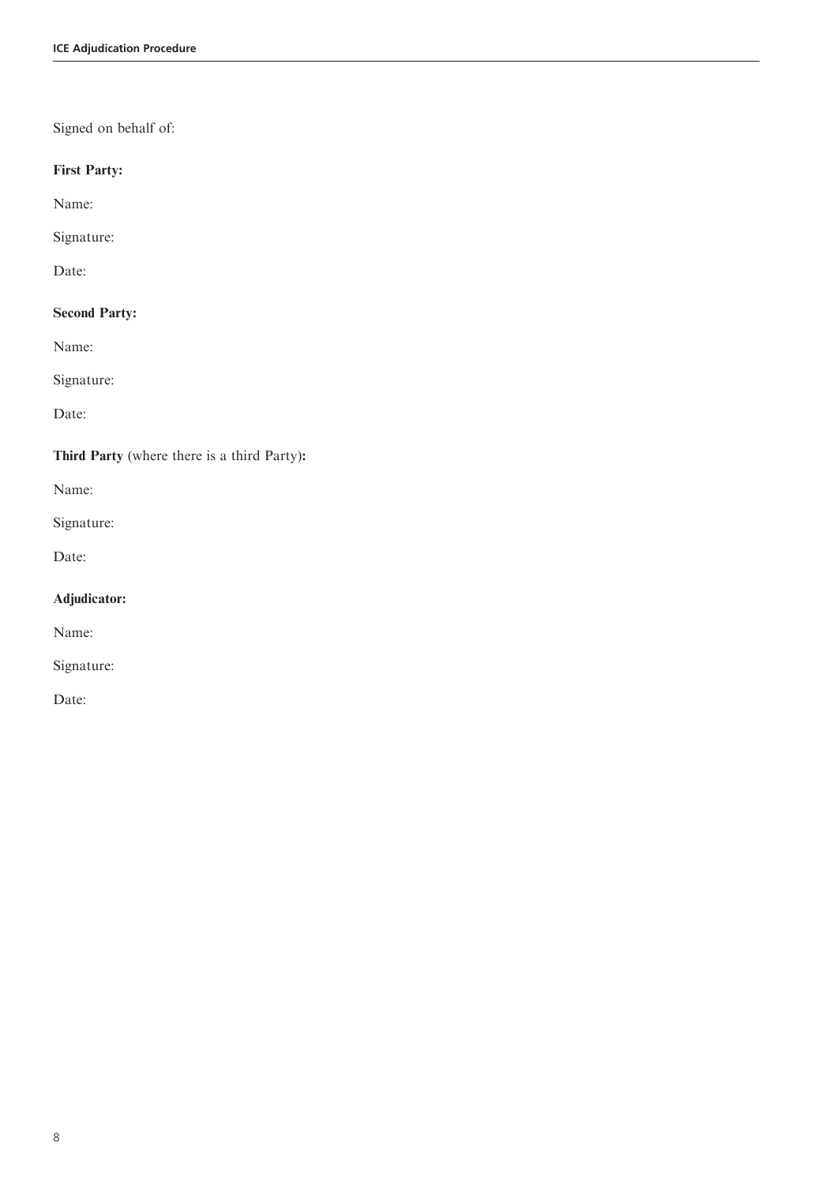Signed on behalf of:

**First Party:**

Name:

Signature:

Date:

**Second Party:**

Name:

Signature:

Date:

**Third Party** (where there is a third Party)**:**

Name:

Signature:

Date:

**Adjudicator:**

Name:

Signature:

Date: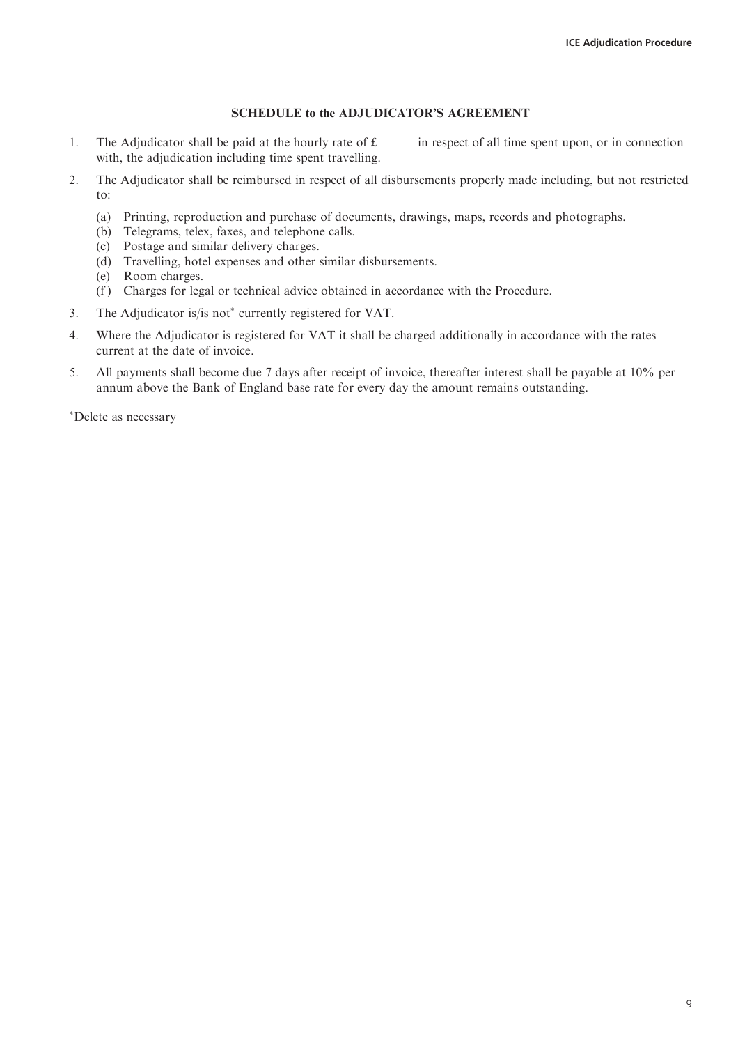## SCHEDULE to the ADJUDICATOR'S AGREEMENT

1. The Adjudicator shall be paid at the hourly rate of £ in respect of all time spent upon, or in connection with, the adjudication including time spent travelling.
2. The Adjudicator shall be reimbursed in respect of all disbursements properly made including, but not restricted to:
   (a) Printing, reproduction and purchase of documents, drawings, maps, records and photographs.
   (b) Telegrams, telex, faxes, and telephone calls.
   (c) Postage and similar delivery charges.
   (d) Travelling, hotel expenses and other similar disbursements.
   (e) Room charges.
   (f) Charges for legal or technical advice obtained in accordance with the Procedure.
3. The Adjudicator is/is not* currently registered for VAT.
4. Where the Adjudicator is registered for VAT it shall be charged additionally in accordance with the rates current at the date of invoice.
5. All payments shall become due 7 days after receipt of invoice, thereafter interest shall be payable at 10% per annum above the Bank of England base rate for every day the amount remains outstanding.

*Delete as necessary